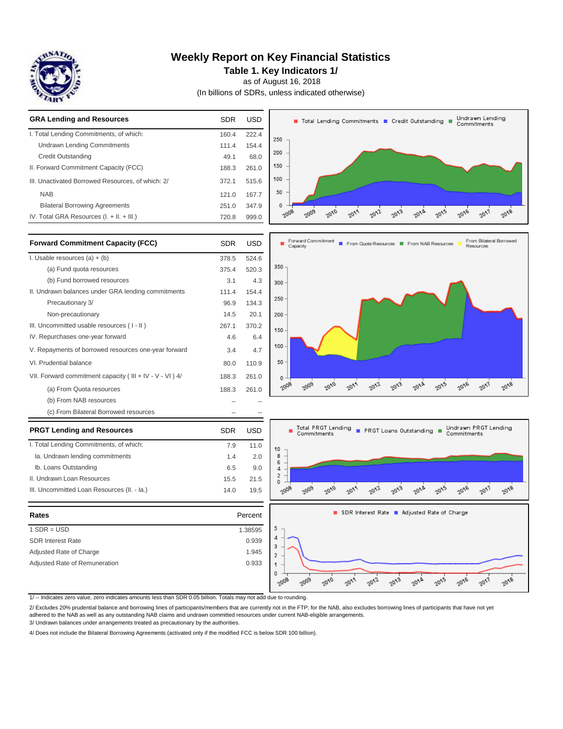# Weekly Report on Key Financial Statistics

## Table 1. Key Indicators 1/

as of August 16, 2018

(In billions of SDRs, unless indicated otherwise)

| GRA Lending and Resources | SDR | USD |
|---|---|---|
| I. Total Lending Commitments, of which: | 160.4 | 222.4 |
| Undrawn Lending Commitments | 111.4 | 154.4 |
| Credit Outstanding | 49.1 | 68.0 |
| II. Forward Commitment Capacity (FCC) | 188.3 | 261.0 |
| III. Unactivated Borrowed Resources, of which: 2/ | 372.1 | 515.6 |
| NAB | 121.0 | 167.7 |
| Bilateral Borrowing Agreements | 251.0 | 347.9 |
| IV. Total GRA Resources (I. + II. + III.) | 720.8 | 999.0 |

| Forward Commitment Capacity (FCC) | SDR | USD |
|---|---|---|
| I. Usable resources (a) + (b) | 378.5 | 524.6 |
| (a) Fund quota resources | 375.4 | 520.3 |
| (b) Fund borrowed resources | 3.1 | 4.3 |
| II. Undrawn balances under GRA lending commitments | 111.4 | 154.4 |
| Precautionary 3/ | 96.9 | 134.3 |
| Non-precautionary | 14.5 | 20.1 |
| III. Uncommitted usable resources ( I - II ) | 267.1 | 370.2 |
| IV. Repurchases one-year forward | 4.6 | 6.4 |
| V. Repayments of borrowed resources one-year forward | 3.4 | 4.7 |
| VI. Prudential balance | 80.0 | 110.9 |
| VII. Forward commitment capacity ( III + IV - V - VI ) 4/ | 188.3 | 261.0 |
| (a) From Quota resources | 188.3 | 261.0 |
| (b) From NAB resources | -- | -- |
| (c) From Bilateral Borrowed resources | -- | -- |

| PRGT Lending and Resources | SDR | USD |
|---|---|---|
| I. Total Lending Commitments, of which: | 7.9 | 11.0 |
| Ia. Undrawn lending commitments | 1.4 | 2.0 |
| Ib. Loans Outstanding | 6.5 | 9.0 |
| II. Undrawn Loan Resources | 15.5 | 21.5 |
| III. Uncommitted Loan Resources (II. - Ia.) | 14.0 | 19.5 |

| Rates | Percent |
|---|---|
| 1 SDR = USD | 1.38595 |
| SDR Interest Rate | 0.939 |
| Adjusted Rate of Charge | 1.945 |
| Adjusted Rate of Remuneration | 0.933 |

1/ -- Indicates zero value, zero indicates amounts less than SDR 0.05 billion. Totals may not add due to rounding.

2/ Excludes 20% prudential balance and borrowing lines of participants/members that are currently not in the FTP; for the NAB, also excludes borrowing lines of participants that have not yet adhered to the NAB as well as any outstanding NAB claims and undrawn committed resources under current NAB-eligible arrangements.

3/ Undrawn balances under arrangements treated as precautionary by the authorities.

4/ Does not include the Bilateral Borrowing Agreements (activated only if the modified FCC is below SDR 100 billion).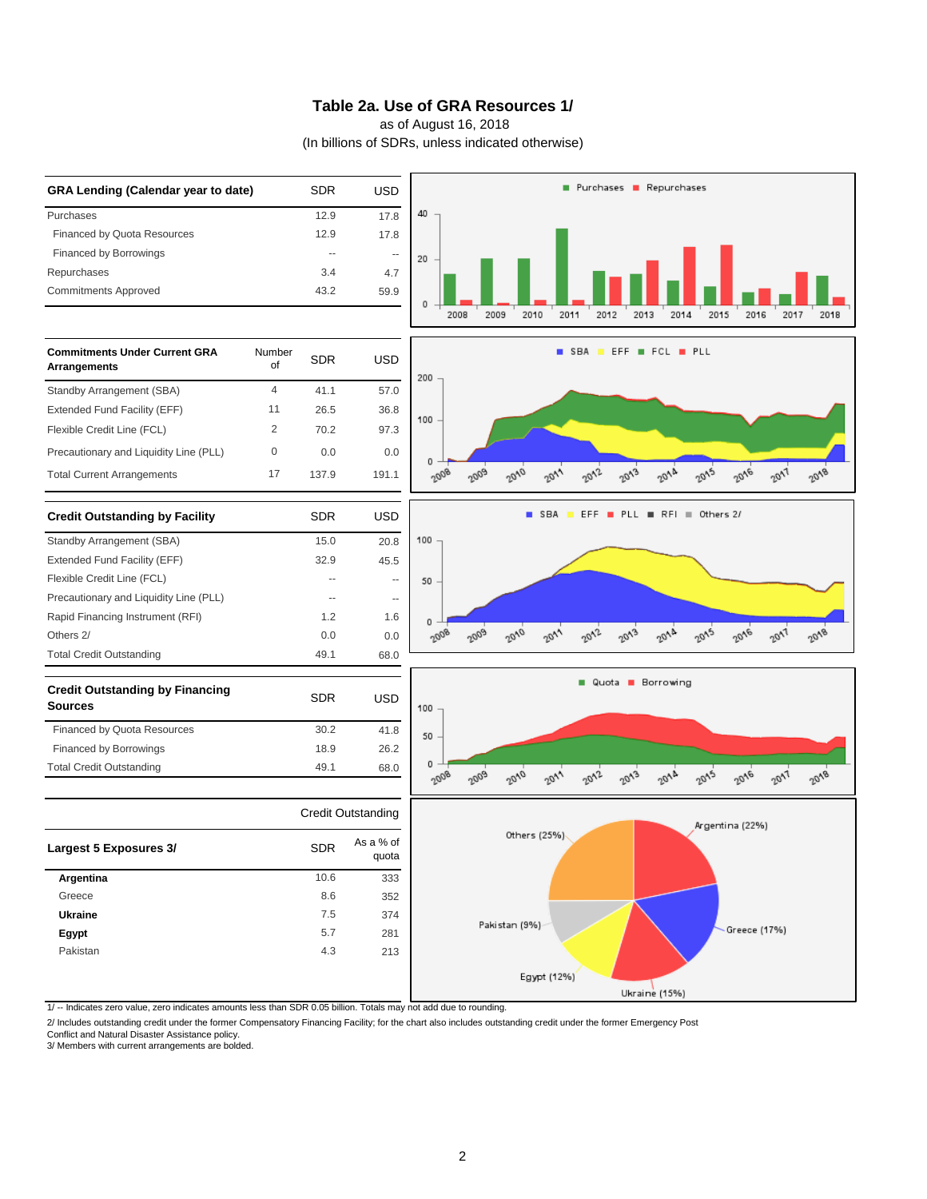# Table 2a. Use of GRA Resources 1/

as of August 16, 2018

(In billions of SDRs, unless indicated otherwise)

| GRA Lending (Calendar year to date) | SDR | USD |
|---|---|---|
| Purchases | 12.9 | 17.8 |
| Financed by Quota Resources | 12.9 | 17.8 |
| Financed by Borrowings | -- | -- |
| Repurchases | 3.4 | 4.7 |
| Commitments Approved | 43.2 | 59.9 |

| Commitments Under Current GRA Arrangements | Number of | SDR | USD |
|---|---|---|---|
| Standby Arrangement (SBA) | 4 | 41.1 | 57.0 |
| Extended Fund Facility (EFF) | 11 | 26.5 | 36.8 |
| Flexible Credit Line (FCL) | 2 | 70.2 | 97.3 |
| Precautionary and Liquidity Line (PLL) | 0 | 0.0 | 0.0 |
| Total Current Arrangements | 17 | 137.9 | 191.1 |

| Credit Outstanding by Facility | SDR | USD |
|---|---|---|
| Standby Arrangement (SBA) | 15.0 | 20.8 |
| Extended Fund Facility (EFF) | 32.9 | 45.5 |
| Flexible Credit Line (FCL) | -- | -- |
| Precautionary and Liquidity Line (PLL) | -- | -- |
| Rapid Financing Instrument (RFI) | 1.2 | 1.6 |
| Others 2/ | 0.0 | 0.0 |
| Total Credit Outstanding | 49.1 | 68.0 |

| Credit Outstanding by Financing Sources | SDR | USD |
|---|---|---|
| Financed by Quota Resources | 30.2 | 41.8 |
| Financed by Borrowings | 18.9 | 26.2 |
| Total Credit Outstanding | 49.1 | 68.0 |

| | Credit Outstanding | |
|---|---|---|
| Largest 5 Exposures 3/ | SDR | As a % of quota |
| **Argentina** | 10.6 | 333 |
| Greece | 8.6 | 352 |
| **Ukraine** | 7.5 | 374 |
| **Egypt** | 5.7 | 281 |
| Pakistan | 4.3 | 213 |

1/ -- Indicates zero value, zero indicates amounts less than SDR 0.05 billion. Totals may not add due to rounding.

2/ Includes outstanding credit under the former Compensatory Financing Facility; for the chart also includes outstanding credit under the former Emergency Post Conflict and Natural Disaster Assistance policy.

3/ Members with current arrangements are bolded.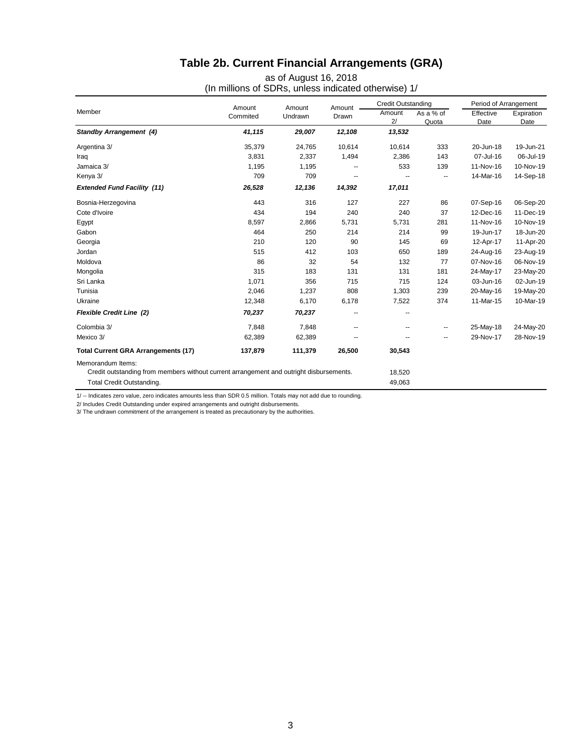# Table 2b. Current Financial Arrangements (GRA)

as of August 16, 2018
(In millions of SDRs, unless indicated otherwise) 1/

| Member | Amount Commited | Amount Undrawn | Amount Drawn | Credit Outstanding | | Period of Arrangement | |
|---|---|---|---|---|---|---|---|
| | | | | Amount 2/ | As a % of Quota | Effective Date | Expiration Date |
| ***Standby Arrangement (4)*** | ***41,115*** | ***29,007*** | ***12,108*** | ***13,532*** | | | |
| Argentina 3/ | 35,379 | 24,765 | 10,614 | 10,614 | 333 | 20-Jun-18 | 19-Jun-21 |
| Iraq | 3,831 | 2,337 | 1,494 | 2,386 | 143 | 07-Jul-16 | 06-Jul-19 |
| Jamaica 3/ | 1,195 | 1,195 | -- | 533 | 139 | 11-Nov-16 | 10-Nov-19 |
| Kenya 3/ | 709 | 709 | -- | -- | -- | 14-Mar-16 | 14-Sep-18 |
| ***Extended Fund Facility (11)*** | ***26,528*** | ***12,136*** | ***14,392*** | ***17,011*** | | | |
| Bosnia-Herzegovina | 443 | 316 | 127 | 227 | 86 | 07-Sep-16 | 06-Sep-20 |
| Cote d'Ivoire | 434 | 194 | 240 | 240 | 37 | 12-Dec-16 | 11-Dec-19 |
| Egypt | 8,597 | 2,866 | 5,731 | 5,731 | 281 | 11-Nov-16 | 10-Nov-19 |
| Gabon | 464 | 250 | 214 | 214 | 99 | 19-Jun-17 | 18-Jun-20 |
| Georgia | 210 | 120 | 90 | 145 | 69 | 12-Apr-17 | 11-Apr-20 |
| Jordan | 515 | 412 | 103 | 650 | 189 | 24-Aug-16 | 23-Aug-19 |
| Moldova | 86 | 32 | 54 | 132 | 77 | 07-Nov-16 | 06-Nov-19 |
| Mongolia | 315 | 183 | 131 | 131 | 181 | 24-May-17 | 23-May-20 |
| Sri Lanka | 1,071 | 356 | 715 | 715 | 124 | 03-Jun-16 | 02-Jun-19 |
| Tunisia | 2,046 | 1,237 | 808 | 1,303 | 239 | 20-May-16 | 19-May-20 |
| Ukraine | 12,348 | 6,170 | 6,178 | 7,522 | 374 | 11-Mar-15 | 10-Mar-19 |
| ***Flexible Credit Line (2)*** | ***70,237*** | ***70,237*** | -- | -- | | | |
| Colombia 3/ | 7,848 | 7,848 | -- | -- | -- | 25-May-18 | 24-May-20 |
| Mexico 3/ | 62,389 | 62,389 | -- | -- | -- | 29-Nov-17 | 28-Nov-19 |
| **Total Current GRA Arrangements (17)** | **137,879** | **111,379** | **26,500** | **30,543** | | | |
| Memorandum Items: | | | | | | | |
| Credit outstanding from members without current arrangement and outright disbursements. | | | | 18,520 | | | |
| Total Credit Outstanding. | | | | 49,063 | | | |

1/ -- Indicates zero value, zero indicates amounts less than SDR 0.5 million. Totals may not add due to rounding.

2/ Includes Credit Outstanding under expired arrangements and outright disbursements.

3/ The undrawn commitment of the arrangement is treated as precautionary by the authorities.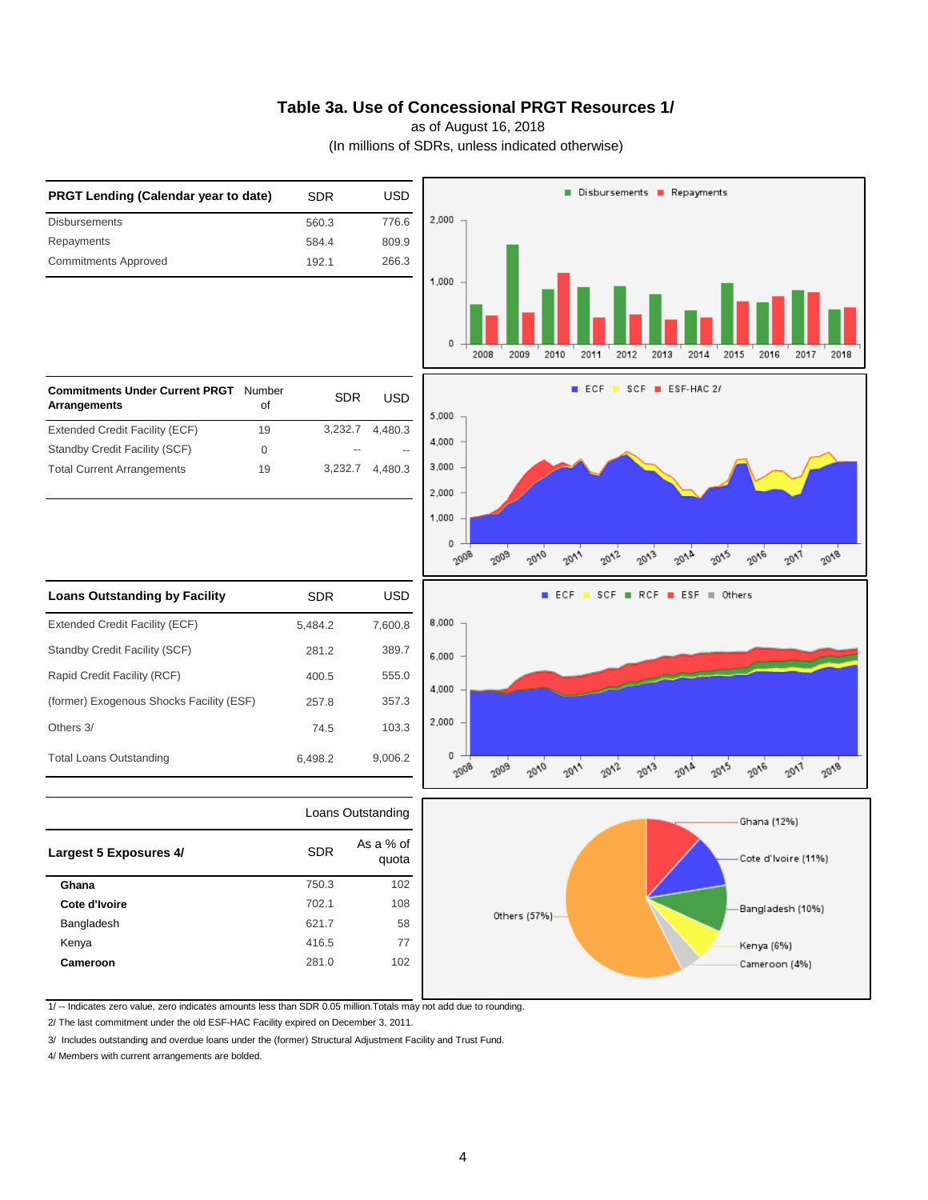# Table 3a. Use of Concessional PRGT Resources 1/

as of August 16, 2018

(In millions of SDRs, unless indicated otherwise)

| PRGT Lending (Calendar year to date) | SDR | USD |
|---|---|---|
| Disbursements | 560.3 | 776.6 |
| Repayments | 584.4 | 809.9 |
| Commitments Approved | 192.1 | 266.3 |

| Commitments Under Current PRGT Arrangements | Number of | SDR | USD |
|---|---|---|---|
| Extended Credit Facility (ECF) | 19 | 3,232.7 | 4,480.3 |
| Standby Credit Facility (SCF) | 0 | -- | -- |
| Total Current Arrangements | 19 | 3,232.7 | 4,480.3 |

| Loans Outstanding by Facility | SDR | USD |
|---|---|---|
| Extended Credit Facility (ECF) | 5,484.2 | 7,600.8 |
| Standby Credit Facility (SCF) | 281.2 | 389.7 |
| Rapid Credit Facility (RCF) | 400.5 | 555.0 |
| (former) Exogenous Shocks Facility (ESF) | 257.8 | 357.3 |
| Others 3/ | 74.5 | 103.3 |
| Total Loans Outstanding | 6,498.2 | 9,006.2 |

| | Loans Outstanding | |
|---|---|---|
| **Largest 5 Exposures 4/** | SDR | As a % of quota |
| **Ghana** | 750.3 | 102 |
| **Cote d'Ivoire** | 702.1 | 108 |
| Bangladesh | 621.7 | 58 |
| Kenya | 416.5 | 77 |
| **Cameroon** | 281.0 | 102 |

1/ -- Indicates zero value, zero indicates amounts less than SDR 0.05 million.Totals may not add due to rounding.

2/ The last commitment under the old ESF-HAC Facility expired on December 3, 2011.

3/ Includes outstanding and overdue loans under the (former) Structural Adjustment Facility and Trust Fund.

4/ Members with current arrangements are bolded.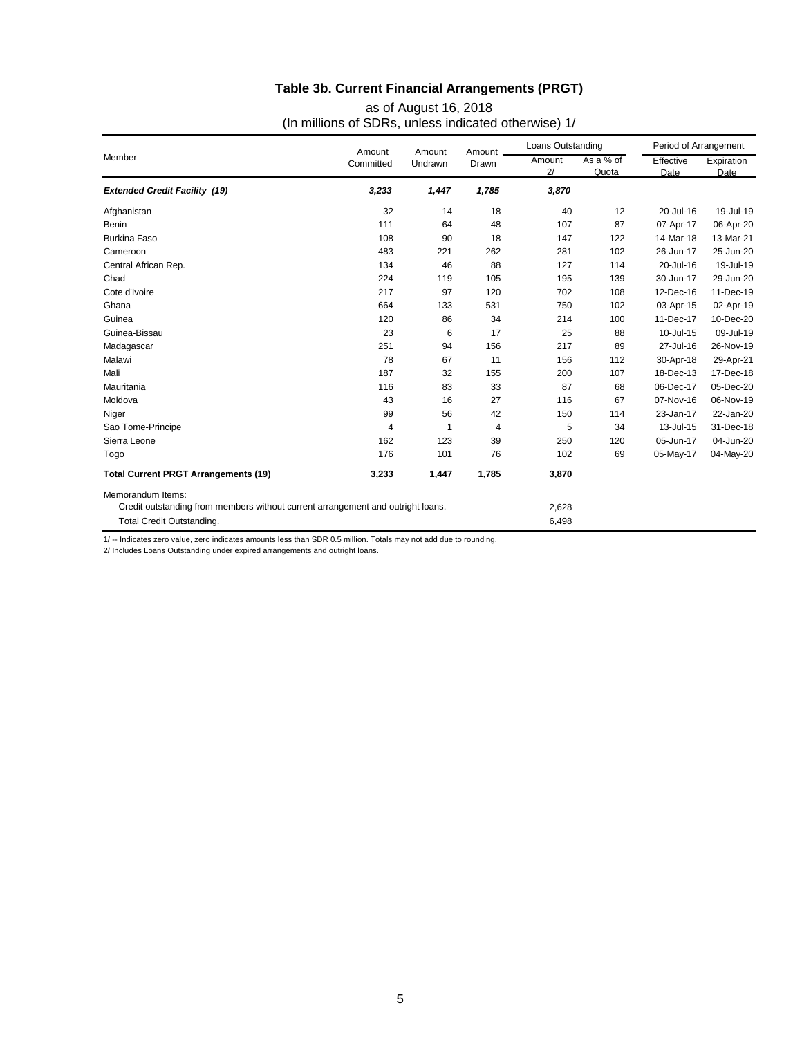## Table 3b. Current Financial Arrangements (PRGT)

as of August 16, 2018

(In millions of SDRs, unless indicated otherwise) 1/

| Member | Amount Committed | Amount Undrawn | Amount Drawn | Loans Outstanding | | Period of Arrangement | |
|---|---|---|---|---|---|---|---|
| | | | | Amount 2/ | As a % of Quota | Effective Date | Expiration Date |
| ***Extended Credit Facility (19)*** | ***3,233*** | ***1,447*** | ***1,785*** | ***3,870*** | | | |
| Afghanistan | 32 | 14 | 18 | 40 | 12 | 20-Jul-16 | 19-Jul-19 |
| Benin | 111 | 64 | 48 | 107 | 87 | 07-Apr-17 | 06-Apr-20 |
| Burkina Faso | 108 | 90 | 18 | 147 | 122 | 14-Mar-18 | 13-Mar-21 |
| Cameroon | 483 | 221 | 262 | 281 | 102 | 26-Jun-17 | 25-Jun-20 |
| Central African Rep. | 134 | 46 | 88 | 127 | 114 | 20-Jul-16 | 19-Jul-19 |
| Chad | 224 | 119 | 105 | 195 | 139 | 30-Jun-17 | 29-Jun-20 |
| Cote d'Ivoire | 217 | 97 | 120 | 702 | 108 | 12-Dec-16 | 11-Dec-19 |
| Ghana | 664 | 133 | 531 | 750 | 102 | 03-Apr-15 | 02-Apr-19 |
| Guinea | 120 | 86 | 34 | 214 | 100 | 11-Dec-17 | 10-Dec-20 |
| Guinea-Bissau | 23 | 6 | 17 | 25 | 88 | 10-Jul-15 | 09-Jul-19 |
| Madagascar | 251 | 94 | 156 | 217 | 89 | 27-Jul-16 | 26-Nov-19 |
| Malawi | 78 | 67 | 11 | 156 | 112 | 30-Apr-18 | 29-Apr-21 |
| Mali | 187 | 32 | 155 | 200 | 107 | 18-Dec-13 | 17-Dec-18 |
| Mauritania | 116 | 83 | 33 | 87 | 68 | 06-Dec-17 | 05-Dec-20 |
| Moldova | 43 | 16 | 27 | 116 | 67 | 07-Nov-16 | 06-Nov-19 |
| Niger | 99 | 56 | 42 | 150 | 114 | 23-Jan-17 | 22-Jan-20 |
| Sao Tome-Principe | 4 | 1 | 4 | 5 | 34 | 13-Jul-15 | 31-Dec-18 |
| Sierra Leone | 162 | 123 | 39 | 250 | 120 | 05-Jun-17 | 04-Jun-20 |
| Togo | 176 | 101 | 76 | 102 | 69 | 05-May-17 | 04-May-20 |
| **Total Current PRGT Arrangements (19)** | **3,233** | **1,447** | **1,785** | **3,870** | | | |
| Memorandum Items: | | | | | | | |
| Credit outstanding from members without current arrangement and outright loans. | | | | 2,628 | | | |
| Total Credit Outstanding. | | | | 6,498 | | | |

1/ -- Indicates zero value, zero indicates amounts less than SDR 0.5 million. Totals may not add due to rounding.

2/ Includes Loans Outstanding under expired arrangements and outright loans.